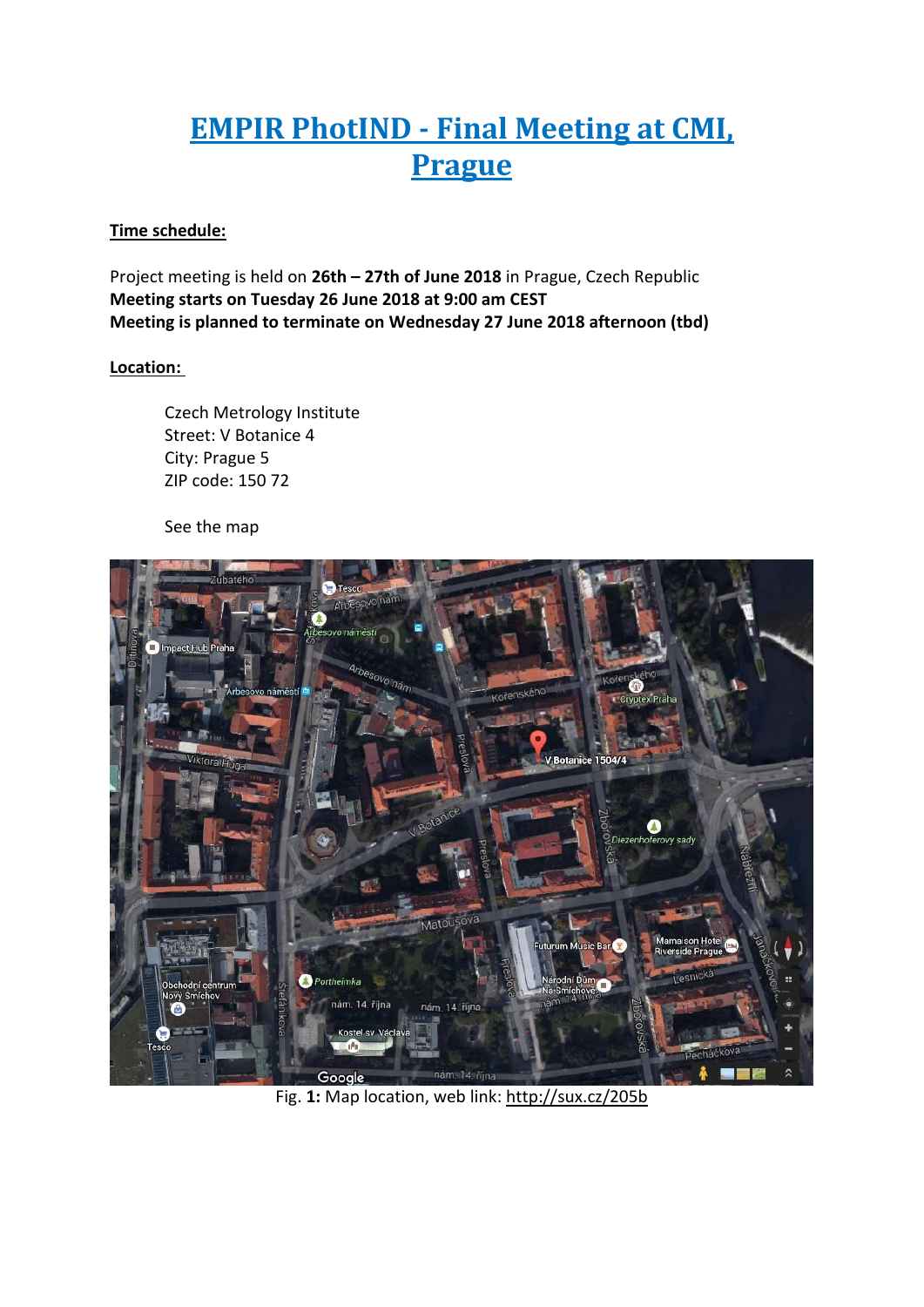# EMPIR PhotIND - Final Meeting at CMI, Prague

**Time schedule:**

Project meeting is held on **26th – 27th of June 2018** in Prague, Czech Republic
**Meeting starts on Tuesday 26 June 2018 at 9:00 am CEST**
**Meeting is planned to terminate on Wednesday 27 June 2018 afternoon (tbd)**

**Location:**

Czech Metrology Institute
Street: V Botanice 4
City: Prague 5
ZIP code: 150 72

See the map

Fig. **1:** Map location, web link: http://sux.cz/205b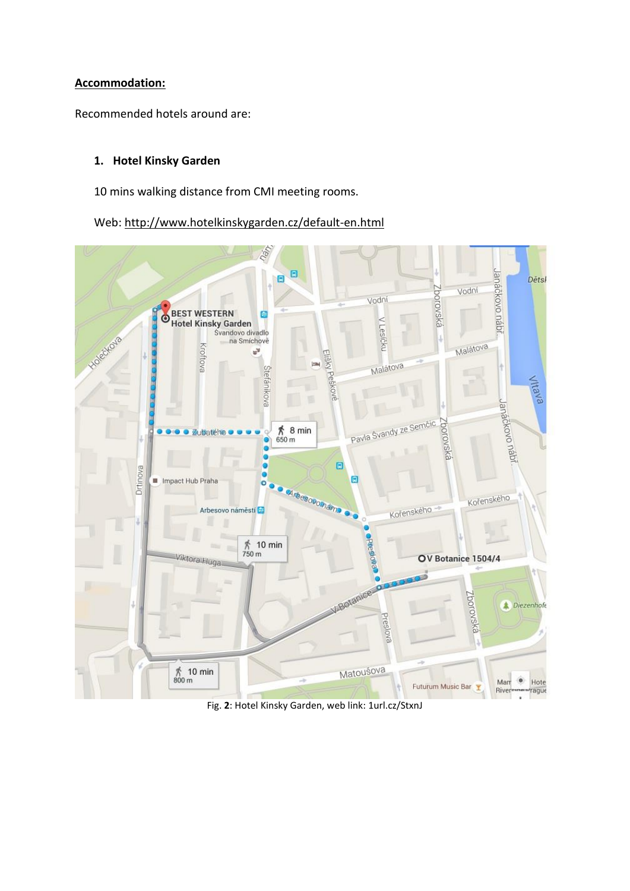**Accommodation:**

Recommended hotels around are:

1. **Hotel Kinsky Garden**

   10 mins walking distance from CMI meeting rooms.

   Web: http://www.hotelkinskygarden.cz/default-en.html

Fig. **2**: Hotel Kinsky Garden, web link: 1url.cz/StxnJ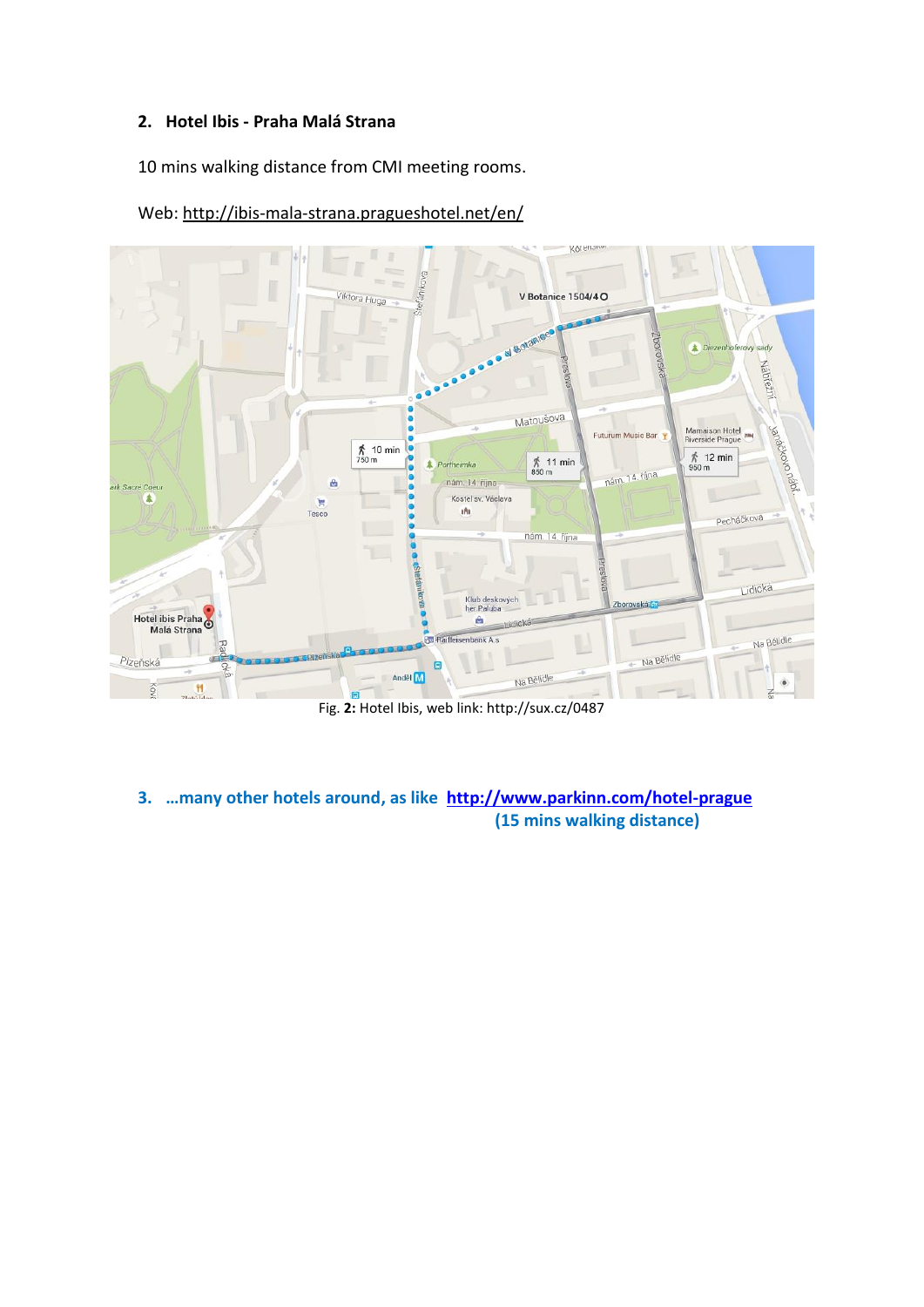## 2. Hotel Ibis - Praha Malá Strana

10 mins walking distance from CMI meeting rooms.

Web: http://ibis-mala-strana.pragueshotel.net/en/

Fig. **2:** Hotel Ibis, web link: http://sux.cz/0487

## 3. …many other hotels around, as like http://www.parkinn.com/hotel-prague (15 mins walking distance)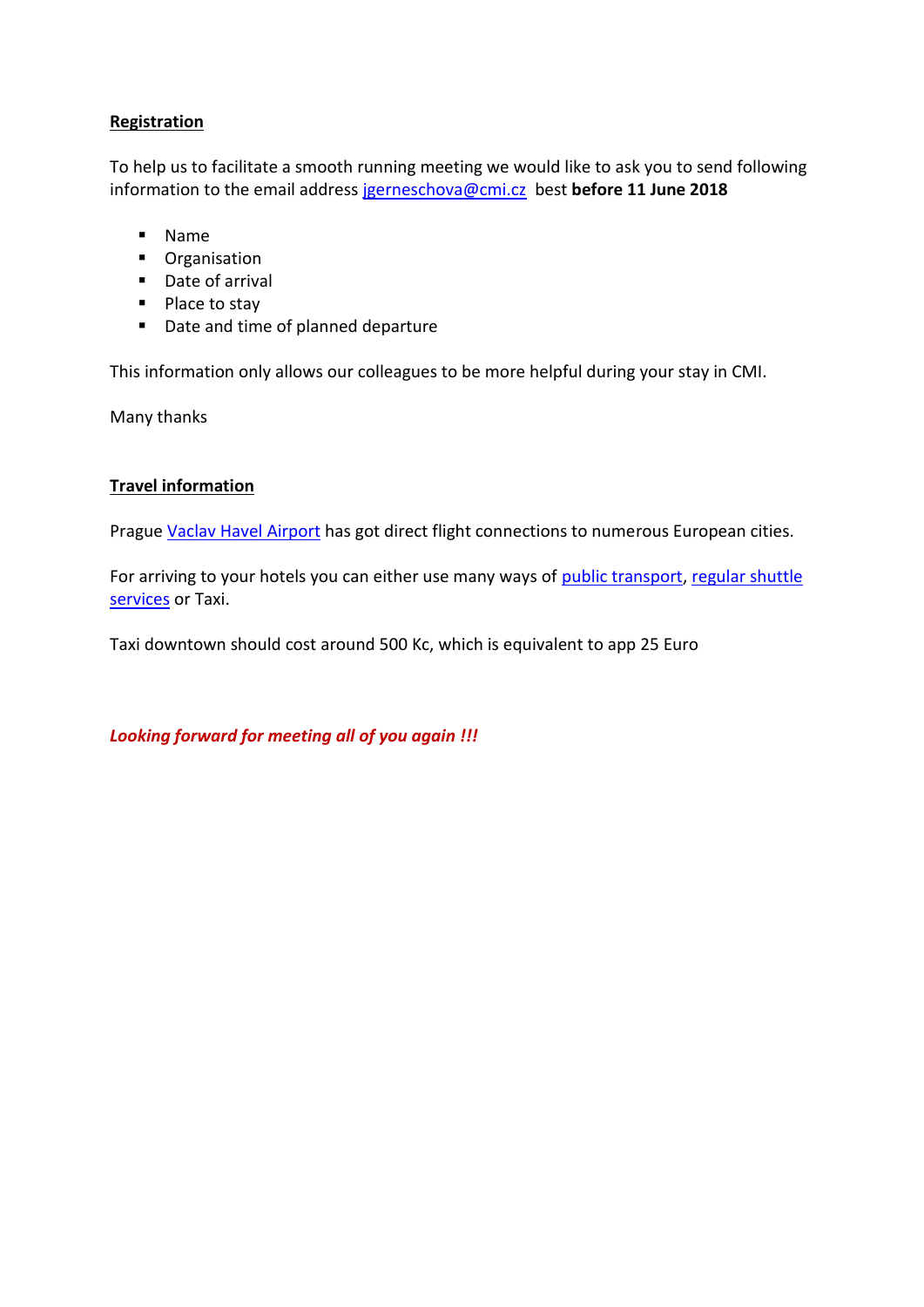## Registration

To help us to facilitate a smooth running meeting we would like to ask you to send following information to the email address [jgerneschova@cmi.cz](mailto:jgerneschova@cmi.cz) best **before 11 June 2018**

- Name
- Organisation
- Date of arrival
- Place to stay
- Date and time of planned departure

This information only allows our colleagues to be more helpful during your stay in CMI.

Many thanks

## Travel information

Prague Vaclav Havel Airport has got direct flight connections to numerous European cities.

For arriving to your hotels you can either use many ways of public transport, regular shuttle services or Taxi.

Taxi downtown should cost around 500 Kc, which is equivalent to app 25 Euro

***Looking forward for meeting all of you again !!!***